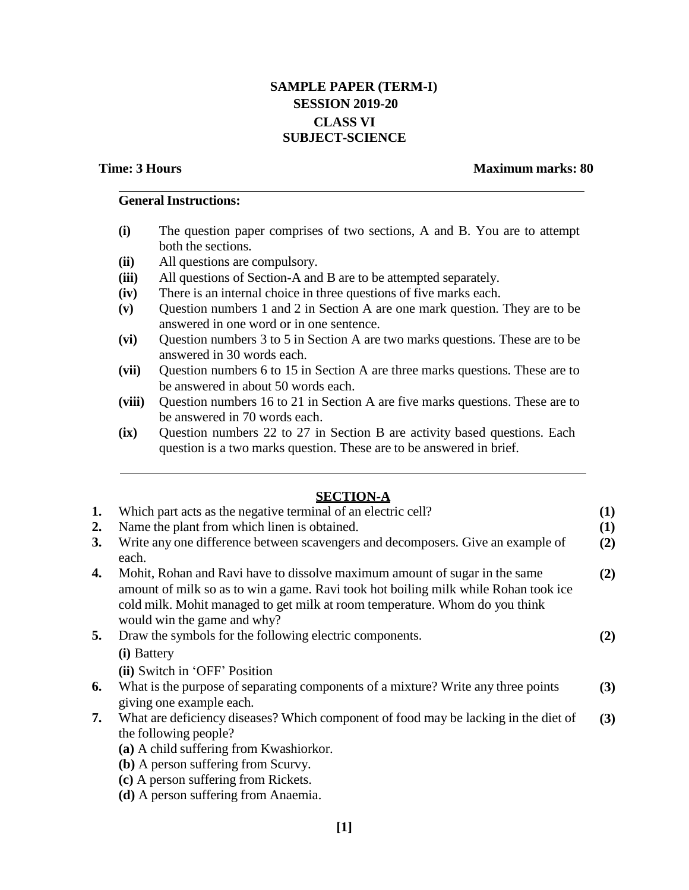# SAMPLE PAPER (TERM-I)
## SESSION 2019-20
## CLASS VI
## SUBJECT-SCIENCE

**Time: 3 Hours** **Maximum marks: 80**

**General Instructions:**

- **(i)** The question paper comprises of two sections, A and B. You are to attempt both the sections.
- **(ii)** All questions are compulsory.
- **(iii)** All questions of Section-A and B are to be attempted separately.
- **(iv)** There is an internal choice in three questions of five marks each.
- **(v)** Question numbers 1 and 2 in Section A are one mark question. They are to be answered in one word or in one sentence.
- **(vi)** Question numbers 3 to 5 in Section A are two marks questions. These are to be answered in 30 words each.
- **(vii)** Question numbers 6 to 15 in Section A are three marks questions. These are to be answered in about 50 words each.
- **(viii)** Question numbers 16 to 21 in Section A are five marks questions. These are to be answered in 70 words each.
- **(ix)** Question numbers 22 to 27 in Section B are activity based questions. Each question is a two marks question. These are to be answered in brief.

## SECTION-A

**1.** Which part acts as the negative terminal of an electric cell? **(1)**

**2.** Name the plant from which linen is obtained. **(1)**

**3.** Write any one difference between scavengers and decomposers. Give an example of each. **(2)**

**4.** Mohit, Rohan and Ravi have to dissolve maximum amount of sugar in the same amount of milk so as to win a game. Ravi took hot boiling milk while Rohan took ice cold milk. Mohit managed to get milk at room temperature. Whom do you think would win the game and why? **(2)**

**5.** Draw the symbols for the following electric components. **(2)**

**(i)** Battery

**(ii)** Switch in 'OFF' Position

**6.** What is the purpose of separating components of a mixture? Write any three points giving one example each. **(3)**

**7.** What are deficiency diseases? Which component of food may be lacking in the diet of the following people? **(3)**

**(a)** A child suffering from Kwashiorkor.

**(b)** A person suffering from Scurvy.

**(c)** A person suffering from Rickets.

**(d)** A person suffering from Anaemia.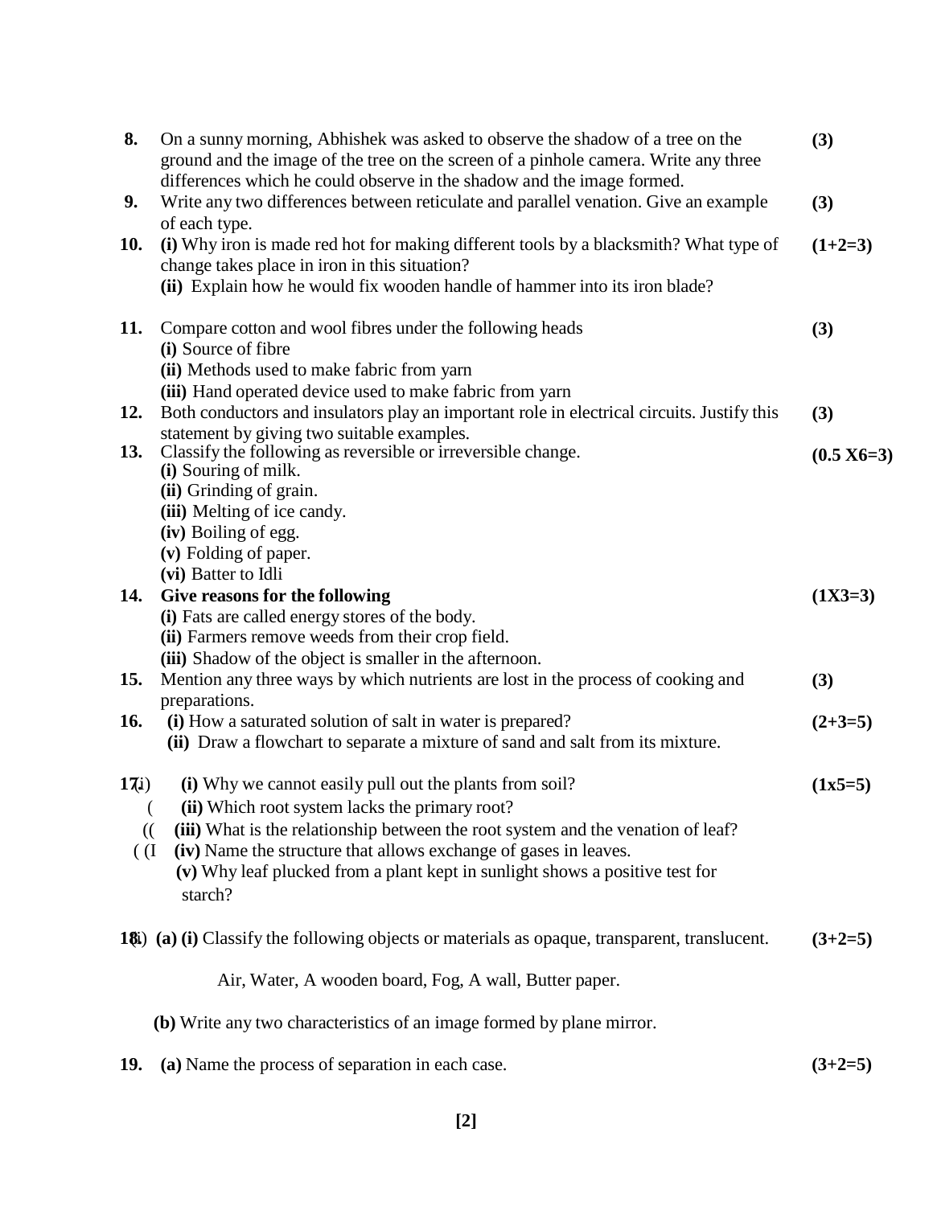**8.** On a sunny morning, Abhishek was asked to observe the shadow of a tree on the ground and the image of the tree on the screen of a pinhole camera. Write any three differences which he could observe in the shadow and the image formed. **(3)**

**9.** Write any two differences between reticulate and parallel venation. Give an example of each type. **(3)**

**10.** **(i)** Why iron is made red hot for making different tools by a blacksmith? What type of change takes place in iron in this situation? **(1+2=3)**
**(ii)** Explain how he would fix wooden handle of hammer into its iron blade?

**11.** Compare cotton and wool fibres under the following heads **(3)**
**(i)** Source of fibre
**(ii)** Methods used to make fabric from yarn
**(iii)** Hand operated device used to make fabric from yarn

**12.** Both conductors and insulators play an important role in electrical circuits. Justify this statement by giving two suitable examples. **(3)**

**13.** Classify the following as reversible or irreversible change. **(0.5 X6=3)**
**(i)** Souring of milk.
**(ii)** Grinding of grain.
**(iii)** Melting of ice candy.
**(iv)** Boiling of egg.
**(v)** Folding of paper.
**(vi)** Batter to Idli

**14.** **Give reasons for the following** **(1X3=3)**
**(i)** Fats are called energy stores of the body.
**(ii)** Farmers remove weeds from their crop field.
**(iii)** Shadow of the object is smaller in the afternoon.

**15.** Mention any three ways by which nutrients are lost in the process of cooking and preparations. **(3)**

**16.** **(i)** How a saturated solution of salt in water is prepared? **(2+3=5)**
**(ii)** Draw a flowchart to separate a mixture of sand and salt from its mixture.

**17.** **(i)** Why we cannot easily pull out the plants from soil? **(1x5=5)**
**(ii)** Which root system lacks the primary root?
**(iii)** What is the relationship between the root system and the venation of leaf?
**(iv)** Name the structure that allows exchange of gases in leaves.
**(v)** Why leaf plucked from a plant kept in sunlight shows a positive test for starch?

**18.** **(a) (i)** Classify the following objects or materials as opaque, transparent, translucent. **(3+2=5)**

Air, Water, A wooden board, Fog, A wall, Butter paper.

**(b)** Write any two characteristics of an image formed by plane mirror.

**19.** **(a)** Name the process of separation in each case. **(3+2=5)**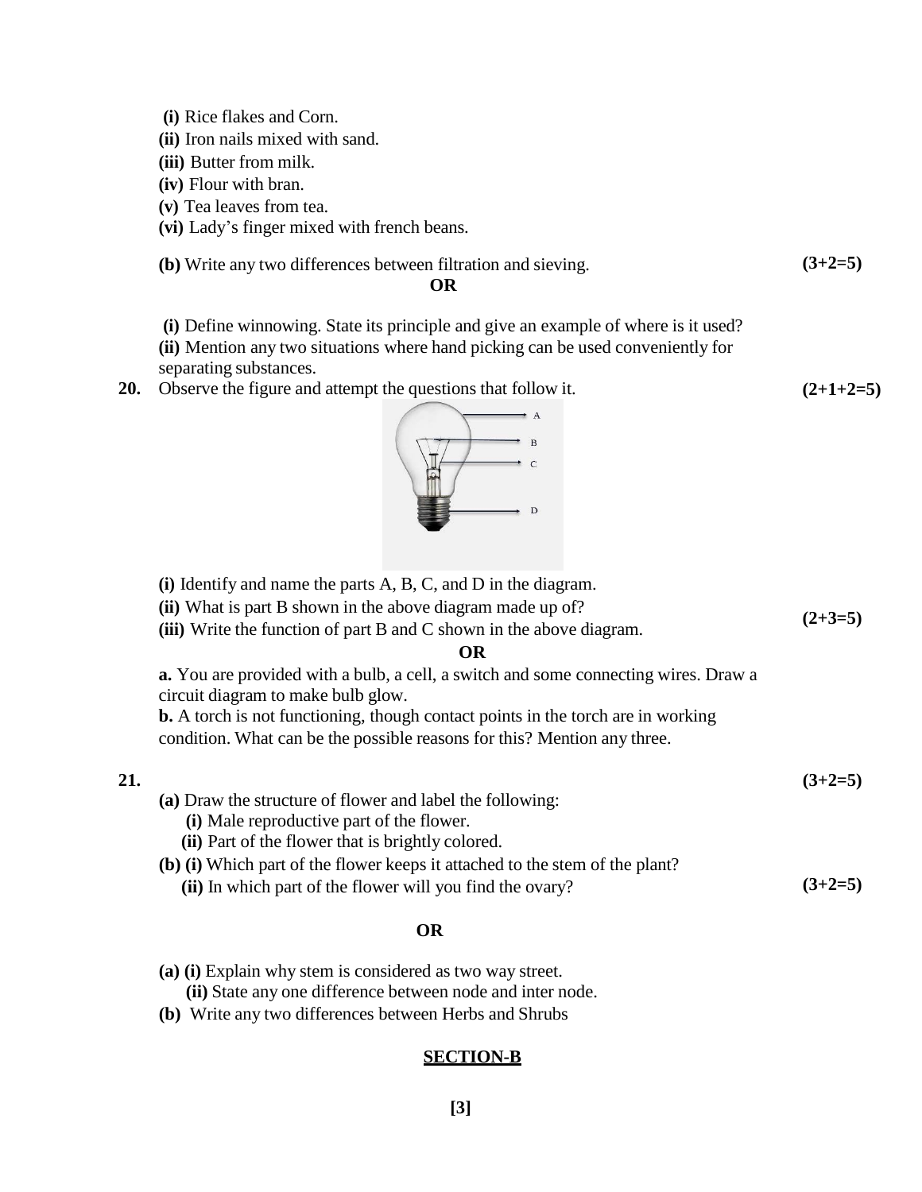**(i)** Rice flakes and Corn.
**(ii)** Iron nails mixed with sand.
**(iii)** Butter from milk.
**(iv)** Flour with bran.
**(v)** Tea leaves from tea.
**(vi)** Lady's finger mixed with french beans.

**(b)** Write any two differences between filtration and sieving. **(3+2=5)**

**OR**

**(i)** Define winnowing. State its principle and give an example of where is it used?
**(ii)** Mention any two situations where hand picking can be used conveniently for separating substances.

**20.** Observe the figure and attempt the questions that follow it. **(2+1+2=5)**

A
B
C
D

**(i)** Identify and name the parts A, B, C, and D in the diagram.
**(ii)** What is part B shown in the above diagram made up of?
**(iii)** Write the function of part B and C shown in the above diagram. **(2+3=5)**

**OR**

**a.** You are provided with a bulb, a cell, a switch and some connecting wires. Draw a circuit diagram to make bulb glow.
**b.** A torch is not functioning, though contact points in the torch are in working condition. What can be the possible reasons for this? Mention any three.

**21.** **(3+2=5)**

**(a)** Draw the structure of flower and label the following:
  **(i)** Male reproductive part of the flower.
  **(ii)** Part of the flower that is brightly colored.
**(b) (i)** Which part of the flower keeps it attached to the stem of the plant?
  **(ii)** In which part of the flower will you find the ovary? **(3+2=5)**

**OR**

**(a) (i)** Explain why stem is considered as two way street.
  **(ii)** State any one difference between node and inter node.
**(b)** Write any two differences between Herbs and Shrubs

## SECTION-B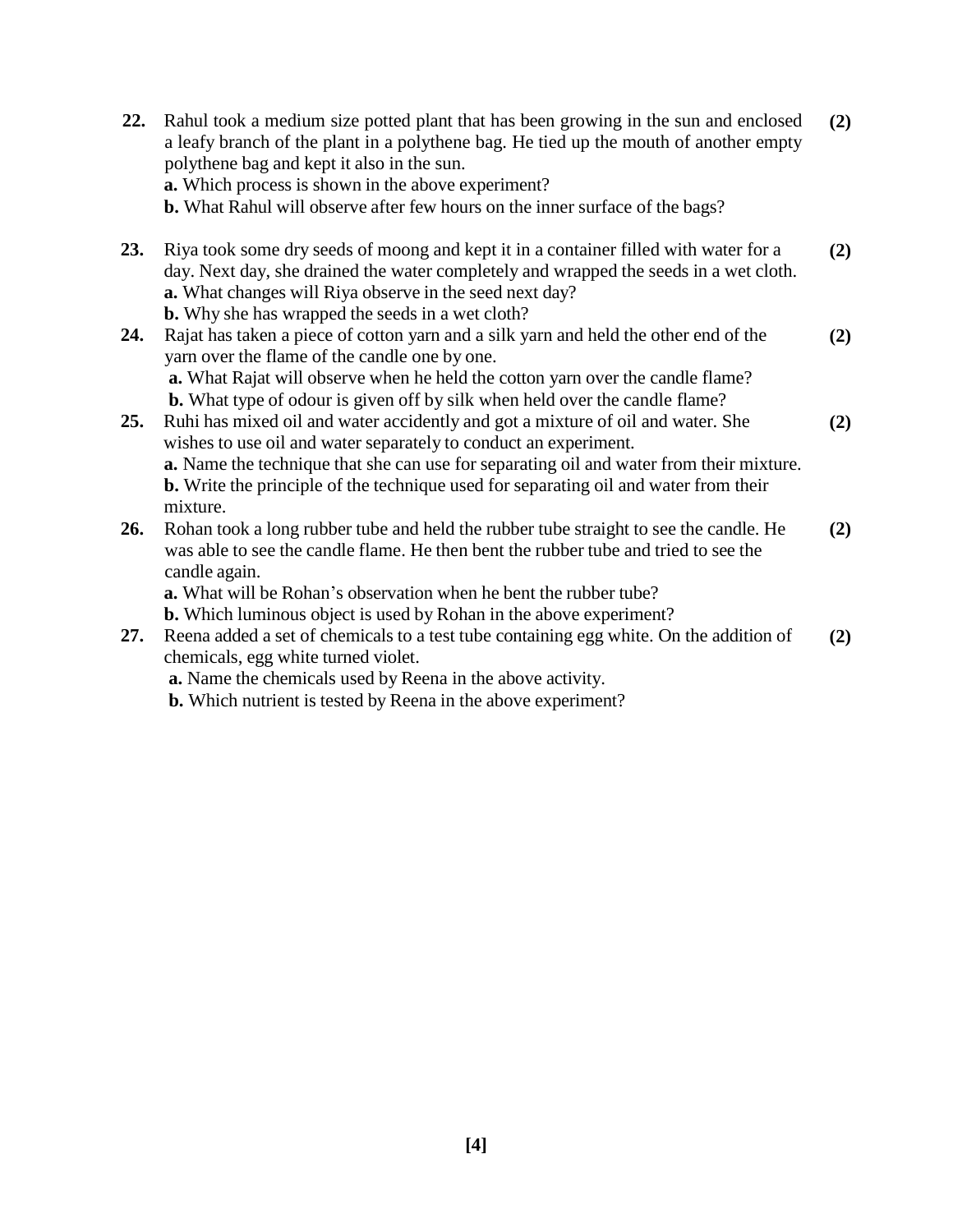**22.** Rahul took a medium size potted plant that has been growing in the sun and enclosed a leafy branch of the plant in a polythene bag. He tied up the mouth of another empty polythene bag and kept it also in the sun. **(2)**

**a.** Which process is shown in the above experiment?

**b.** What Rahul will observe after few hours on the inner surface of the bags?

**23.** Riya took some dry seeds of moong and kept it in a container filled with water for a day. Next day, she drained the water completely and wrapped the seeds in a wet cloth. **(2)**

**a.** What changes will Riya observe in the seed next day?

**b.** Why she has wrapped the seeds in a wet cloth?

**24.** Rajat has taken a piece of cotton yarn and a silk yarn and held the other end of the yarn over the flame of the candle one by one. **(2)**

**a.** What Rajat will observe when he held the cotton yarn over the candle flame?

**b.** What type of odour is given off by silk when held over the candle flame?

**25.** Ruhi has mixed oil and water accidently and got a mixture of oil and water. She wishes to use oil and water separately to conduct an experiment. **(2)**

**a.** Name the technique that she can use for separating oil and water from their mixture.

**b.** Write the principle of the technique used for separating oil and water from their mixture.

**26.** Rohan took a long rubber tube and held the rubber tube straight to see the candle. He was able to see the candle flame. He then bent the rubber tube and tried to see the candle again. **(2)**

**a.** What will be Rohan's observation when he bent the rubber tube?

**b.** Which luminous object is used by Rohan in the above experiment?

**27.** Reena added a set of chemicals to a test tube containing egg white. On the addition of chemicals, egg white turned violet. **(2)**

**a.** Name the chemicals used by Reena in the above activity.

**b.** Which nutrient is tested by Reena in the above experiment?